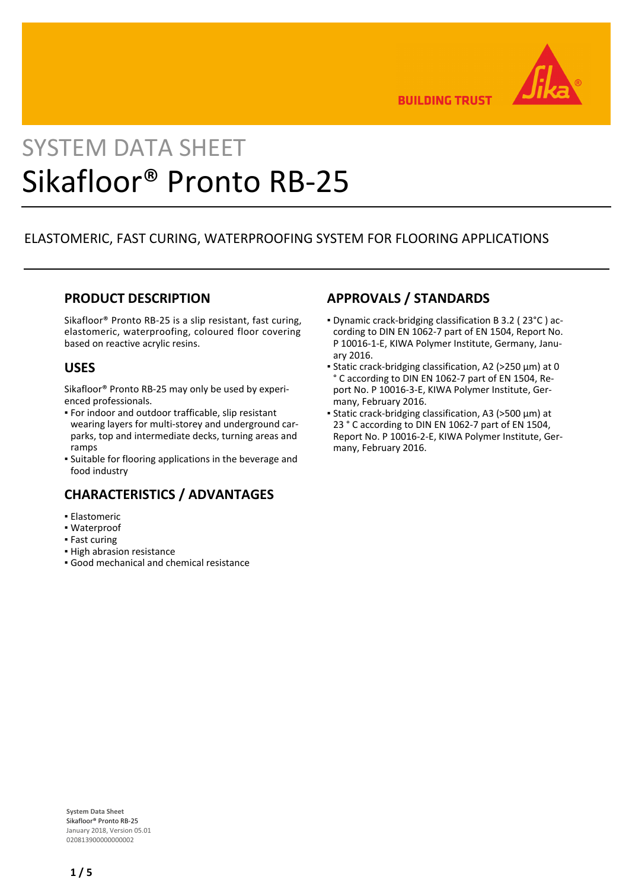# SYSTEM DATA SHEET

# Sikafloor® Pronto RB-25

ELASTOMERIC, FAST CURING, WATERPROOFING SYSTEM FOR FLOORING APPLICATIONS

## PRODUCT DESCRIPTION

Sikafloor® Pronto RB-25 is a slip resistant, fast curing, elastomeric, waterproofing, coloured floor covering based on reactive acrylic resins.

## USES

Sikafloor® Pronto RB-25 may only be used by experienced professionals.

- For indoor and outdoor trafficable, slip resistant wearing layers for multi-storey and underground carparks, top and intermediate decks, turning areas and ramps
- Suitable for flooring applications in the beverage and food industry

## CHARACTERISTICS / ADVANTAGES

- Elastomeric
- Waterproof
- Fast curing
- High abrasion resistance
- Good mechanical and chemical resistance

## APPROVALS / STANDARDS

- Dynamic crack-bridging classification B 3.2 ( 23°C ) according to DIN EN 1062-7 part of EN 1504, Report No. P 10016-1-E, KIWA Polymer Institute, Germany, January 2016.
- Static crack-bridging classification, A2 (>250 µm) at 0 ° C according to DIN EN 1062-7 part of EN 1504, Report No. P 10016-3-E, KIWA Polymer Institute, Germany, February 2016.
- Static crack-bridging classification, A3 (>500 µm) at 23 ° C according to DIN EN 1062-7 part of EN 1504, Report No. P 10016-2-E, KIWA Polymer Institute, Germany, February 2016.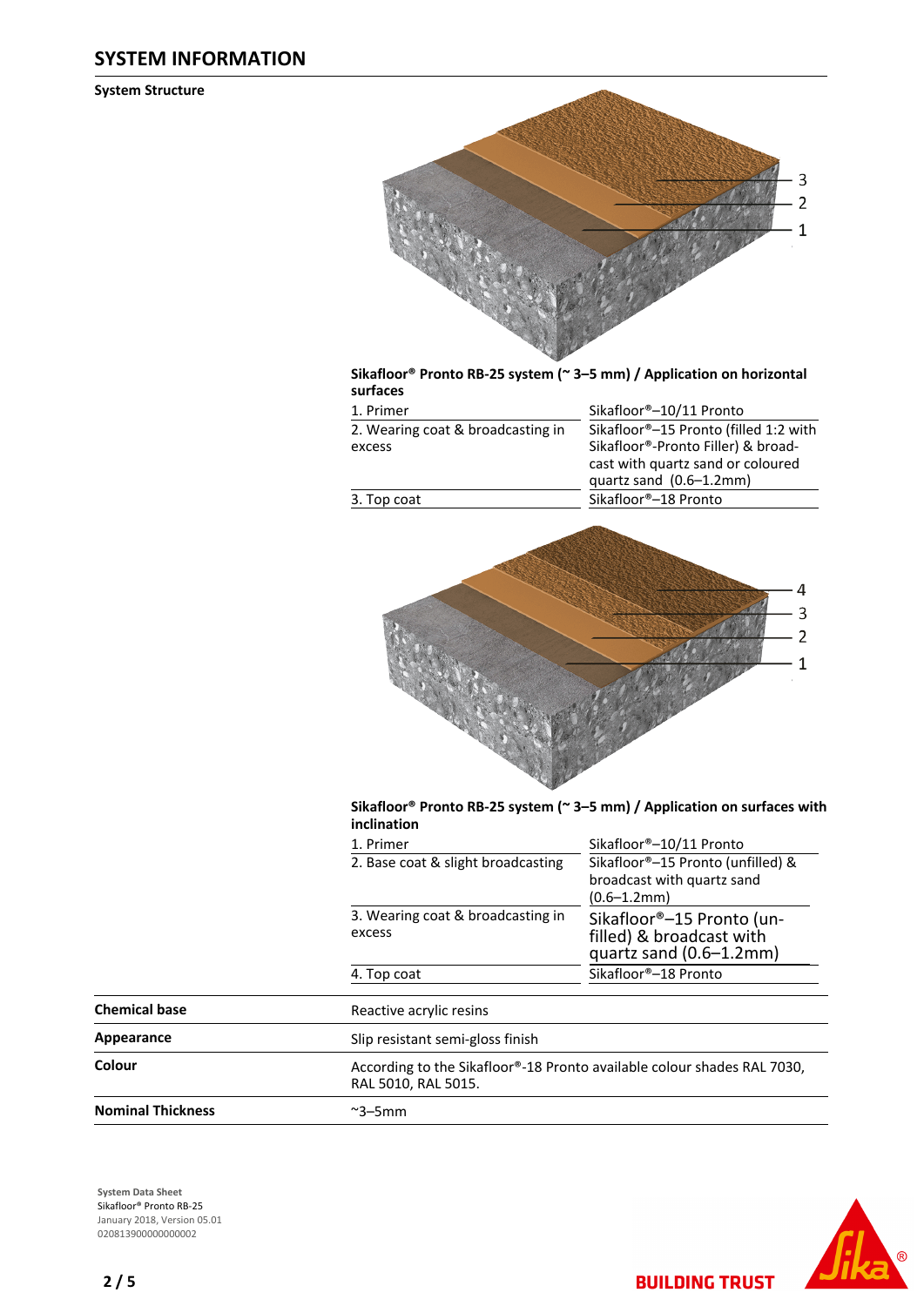## SYSTEM INFORMATION

### System Structure

**Sikafloor® Pronto RB-25 system (~ 3–5 mm) / Application on horizontal surfaces**

| | |
|---|---|
| 1. Primer | Sikafloor®–10/11 Pronto |
| 2. Wearing coat & broadcasting in excess | Sikafloor®–15 Pronto (filled 1:2 with Sikafloor®-Pronto Filler) & broadcast with quartz sand or coloured quartz sand (0.6–1.2mm) |
| 3. Top coat | Sikafloor®–18 Pronto |

**Sikafloor® Pronto RB-25 system (~ 3–5 mm) / Application on surfaces with inclination**

| | |
|---|---|
| 1. Primer | Sikafloor®–10/11 Pronto |
| 2. Base coat & slight broadcasting | Sikafloor®–15 Pronto (unfilled) & broadcast with quartz sand (0.6–1.2mm) |
| 3. Wearing coat & broadcasting in excess | Sikafloor®–15 Pronto (unfilled) & broadcast with quartz sand (0.6–1.2mm) |
| 4. Top coat | Sikafloor®–18 Pronto |

| | |
|---|---|
| **Chemical base** | Reactive acrylic resins |
| **Appearance** | Slip resistant semi-gloss finish |
| **Colour** | According to the Sikafloor®-18 Pronto available colour shades RAL 7030, RAL 5010, RAL 5015. |
| **Nominal Thickness** | ~3–5mm |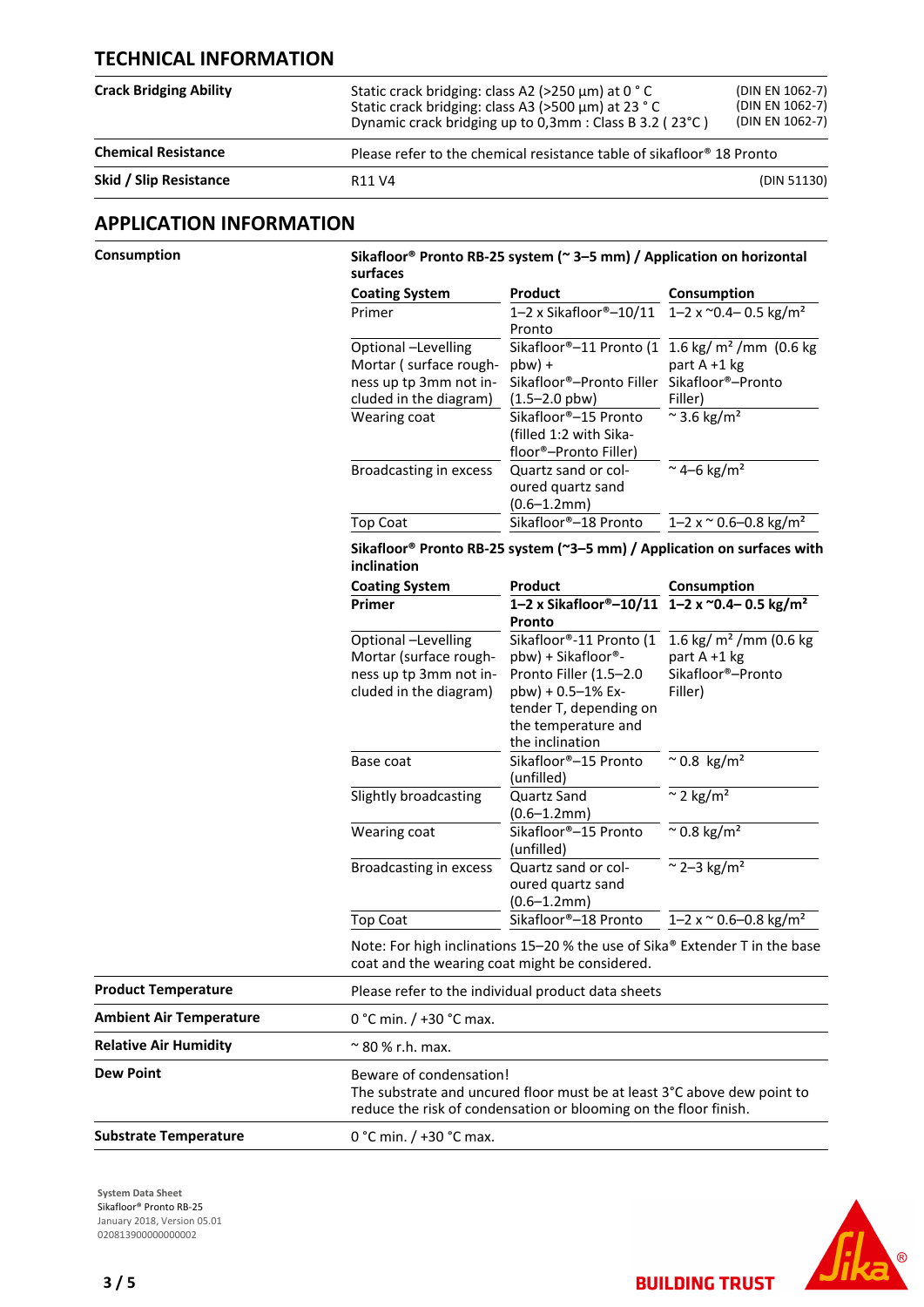## TECHNICAL INFORMATION

| | | |
|---|---|---|
| **Crack Bridging Ability** | Static crack bridging: class A2 (>250 µm) at 0 ° C<br>Static crack bridging: class A3 (>500 µm) at 23 ° C<br>Dynamic crack bridging up to 0,3mm : Class B 3.2 ( 23°C ) | (DIN EN 1062-7)<br>(DIN EN 1062-7)<br>(DIN EN 1062-7) |
| **Chemical Resistance** | Please refer to the chemical resistance table of sikafloor® 18 Pronto | |
| **Skid / Slip Resistance** | R11 V4 | (DIN 51130) |

## APPLICATION INFORMATION

### Consumption

**Sikafloor® Pronto RB-25 system (~ 3–5 mm) / Application on horizontal surfaces**

| Coating System | Product | Consumption |
|---|---|---|
| Primer | 1–2 x Sikafloor®–10/11 Pronto | 1–2 x ~0.4– 0.5 kg/m² |
| Optional –Levelling Mortar ( surface roughness up tp 3mm not included in the diagram) | Sikafloor®–11 Pronto (1 pbw) + Sikafloor®–Pronto Filler (1.5–2.0 pbw) | 1.6 kg/ m² /mm (0.6 kg part A +1 kg Sikafloor®–Pronto Filler) |
| Wearing coat | Sikafloor®–15 Pronto (filled 1:2 with Sikafloor®–Pronto Filler) | ~ 3.6 kg/m² |
| Broadcasting in excess | Quartz sand or coloured quartz sand (0.6–1.2mm) | ~ 4–6 kg/m² |
| Top Coat | Sikafloor®–18 Pronto | 1–2 x ~ 0.6–0.8 kg/m² |

**Sikafloor® Pronto RB-25 system (~3–5 mm) / Application on surfaces with inclination**

| Coating System | Product | Consumption |
|---|---|---|
| **Primer** | **1–2 x Sikafloor®–10/11 Pronto** | **1–2 x ~0.4– 0.5 kg/m²** |
| Optional –Levelling Mortar (surface roughness up tp 3mm not included in the diagram) | Sikafloor®-11 Pronto (1 pbw) + Sikafloor®-Pronto Filler (1.5–2.0 pbw) + 0.5–1% Extender T, depending on the temperature and the inclination | 1.6 kg/ m² /mm (0.6 kg part A +1 kg Sikafloor®–Pronto Filler) |
| Base coat | Sikafloor®–15 Pronto (unfilled) | ~ 0.8 kg/m² |
| Slightly broadcasting | Quartz Sand (0.6–1.2mm) | ~ 2 kg/m² |
| Wearing coat | Sikafloor®–15 Pronto (unfilled) | ~ 0.8 kg/m² |
| Broadcasting in excess | Quartz sand or coloured quartz sand (0.6–1.2mm) | ~ 2–3 kg/m² |
| Top Coat | Sikafloor®–18 Pronto | 1–2 x ~ 0.6–0.8 kg/m² |

Note: For high inclinations 15–20 % the use of Sika® Extender T in the base coat and the wearing coat might be considered.

| | |
|---|---|
| **Product Temperature** | Please refer to the individual product data sheets |
| **Ambient Air Temperature** | 0 °C min. / +30 °C max. |
| **Relative Air Humidity** | ~ 80 % r.h. max. |
| **Dew Point** | Beware of condensation!<br>The substrate and uncured floor must be at least 3°C above dew point to reduce the risk of condensation or blooming on the floor finish. |
| **Substrate Temperature** | 0 °C min. / +30 °C max. |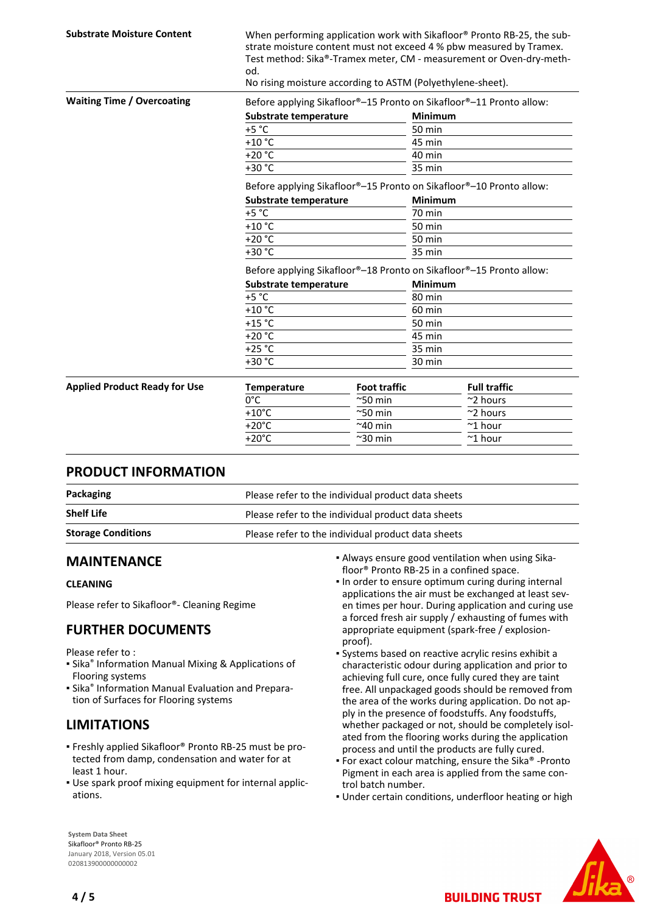| | |
|---|---|
| **Substrate Moisture Content** | When performing application work with Sikafloor® Pronto RB-25, the substrate moisture content must not exceed 4 % pbw measured by Tramex. Test method: Sika®-Tramex meter, CM - measurement or Oven-dry-method. No rising moisture according to ASTM (Polyethylene-sheet). |

**Waiting Time / Overcoating**

Before applying Sikafloor®–15 Pronto on Sikafloor®–11 Pronto allow:

| Substrate temperature | Minimum |
|---|---|
| +5 °C | 50 min |
| +10 °C | 45 min |
| +20 °C | 40 min |
| +30 °C | 35 min |

Before applying Sikafloor®–15 Pronto on Sikafloor®–10 Pronto allow:

| Substrate temperature | Minimum |
|---|---|
| +5 °C | 70 min |
| +10 °C | 50 min |
| +20 °C | 50 min |
| +30 °C | 35 min |

Before applying Sikafloor®–18 Pronto on Sikafloor®–15 Pronto allow:

| Substrate temperature | Minimum |
|---|---|
| +5 °C | 80 min |
| +10 °C | 60 min |
| +15 °C | 50 min |
| +20 °C | 45 min |
| +25 °C | 35 min |
| +30 °C | 30 min |

**Applied Product Ready for Use**

| Temperature | Foot traffic | Full traffic |
|---|---|---|
| 0°C | ~50 min | ~2 hours |
| +10°C | ~50 min | ~2 hours |
| +20°C | ~40 min | ~1 hour |
| +20°C | ~30 min | ~1 hour |

## PRODUCT INFORMATION

| | |
|---|---|
| **Packaging** | Please refer to the individual product data sheets |
| **Shelf Life** | Please refer to the individual product data sheets |
| **Storage Conditions** | Please refer to the individual product data sheets |

## MAINTENANCE

### CLEANING

Please refer to Sikafloor®- Cleaning Regime

## FURTHER DOCUMENTS

Please refer to :

- Sika® Information Manual Mixing & Applications of Flooring systems
- Sika® Information Manual Evaluation and Preparation of Surfaces for Flooring systems

## LIMITATIONS

- Freshly applied Sikafloor® Pronto RB-25 must be protected from damp, condensation and water for at least 1 hour.
- Use spark proof mixing equipment for internal applications.
- Always ensure good ventilation when using Sikafloor® Pronto RB-25 in a confined space.
- In order to ensure optimum curing during internal applications the air must be exchanged at least seven times per hour. During application and curing use a forced fresh air supply / exhausting of fumes with appropriate equipment (spark-free / explosion-proof).
- Systems based on reactive acrylic resins exhibit a characteristic odour during application and prior to achieving full cure, once fully cured they are taint free. All unpackaged goods should be removed from the area of the works during application. Do not apply in the presence of foodstuffs. Any foodstuffs, whether packaged or not, should be completely isolated from the flooring works during the application process and until the products are fully cured.
- For exact colour matching, ensure the Sika® -Pronto Pigment in each area is applied from the same control batch number.
- Under certain conditions, underfloor heating or high

System Data Sheet
Sikafloor® Pronto RB-25
January 2018, Version 05.01
020813900000000002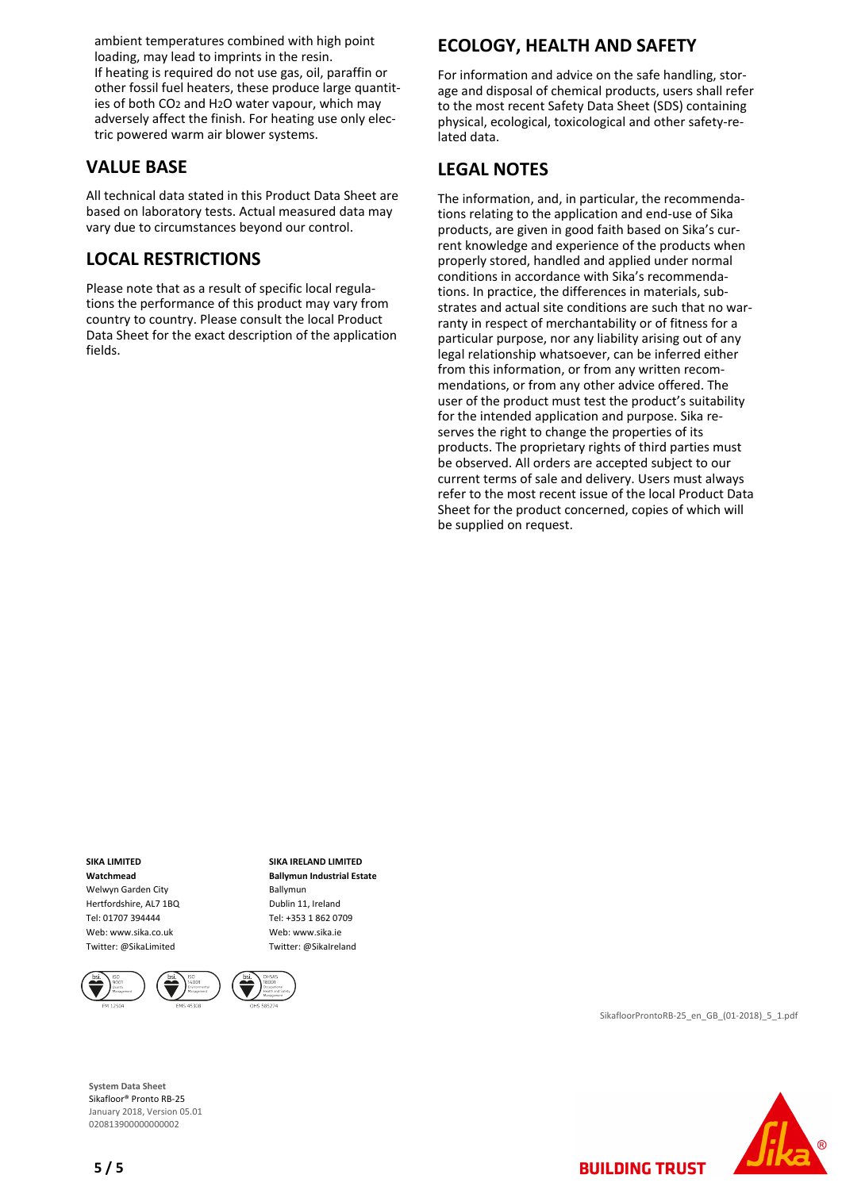ambient temperatures combined with high point loading, may lead to imprints in the resin.
If heating is required do not use gas, oil, paraffin or other fossil fuel heaters, these produce large quantities of both $CO_2$ and $H_2O$ water vapour, which may adversely affect the finish. For heating use only electric powered warm air blower systems.

## VALUE BASE

All technical data stated in this Product Data Sheet are based on laboratory tests. Actual measured data may vary due to circumstances beyond our control.

## LOCAL RESTRICTIONS

Please note that as a result of specific local regulations the performance of this product may vary from country to country. Please consult the local Product Data Sheet for the exact description of the application fields.

## ECOLOGY, HEALTH AND SAFETY

For information and advice on the safe handling, storage and disposal of chemical products, users shall refer to the most recent Safety Data Sheet (SDS) containing physical, ecological, toxicological and other safety-related data.

## LEGAL NOTES

The information, and, in particular, the recommendations relating to the application and end-use of Sika products, are given in good faith based on Sika's current knowledge and experience of the products when properly stored, handled and applied under normal conditions in accordance with Sika's recommendations. In practice, the differences in materials, substrates and actual site conditions are such that no warranty in respect of merchantability or of fitness for a particular purpose, nor any liability arising out of any legal relationship whatsoever, can be inferred either from this information, or from any written recommendations, or from any other advice offered. The user of the product must test the product's suitability for the intended application and purpose. Sika reserves the right to change the properties of its products. The proprietary rights of third parties must be observed. All orders are accepted subject to our current terms of sale and delivery. Users must always refer to the most recent issue of the local Product Data Sheet for the product concerned, copies of which will be supplied on request.

**SIKA LIMITED**
**Watchmead**
Welwyn Garden City
Hertfordshire, AL7 1BQ
Tel: 01707 394444
Web: www.sika.co.uk
Twitter: @SikaLimited

**SIKA IRELAND LIMITED**
**Ballymun Industrial Estate**
Ballymun
Dublin 11, Ireland
Tel: +353 1 862 0709
Web: www.sika.ie
Twitter: @SikaIreland

FM 12504 EMS 45308 OHS 585274

SikafloorProntoRB-25_en_GB_(01-2018)_5_1.pdf

**System Data Sheet**
Sikafloor® Pronto RB-25
January 2018, Version 05.01
020813900000000002